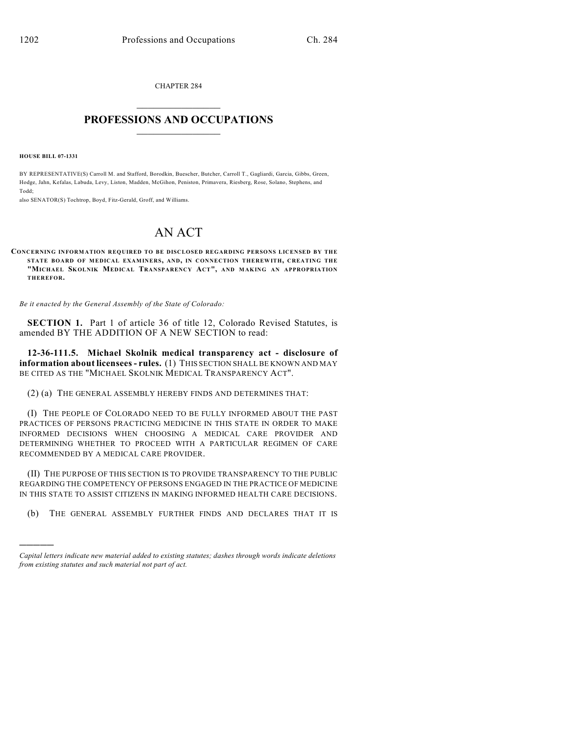CHAPTER 284

# PROFESSIONS AND OCCUPATIONS

**HOUSE BILL 07-1331**

BY REPRESENTATIVE(S) Carroll M. and Stafford, Borodkin, Buescher, Butcher, Carroll T., Gagliardi, Garcia, Gibbs, Green, Hodge, Jahn, Kefalas, Labuda, Levy, Liston, Madden, McGihon, Peniston, Primavera, Riesberg, Rose, Solano, Stephens, and Todd;
also SENATOR(S) Tochtrop, Boyd, Fitz-Gerald, Groff, and Williams.

# AN ACT

**CONCERNING INFORMATION REQUIRED TO BE DISCLOSED REGARDING PERSONS LICENSED BY THE STATE BOARD OF MEDICAL EXAMINERS, AND, IN CONNECTION THEREWITH, CREATING THE "MICHAEL SKOLNIK MEDICAL TRANSPARENCY ACT", AND MAKING AN APPROPRIATION THEREFOR.**

*Be it enacted by the General Assembly of the State of Colorado:*

**SECTION 1.** Part 1 of article 36 of title 12, Colorado Revised Statutes, is amended BY THE ADDITION OF A NEW SECTION to read:

**12-36-111.5. Michael Skolnik medical transparency act - disclosure of information about licensees - rules.** (1) THIS SECTION SHALL BE KNOWN AND MAY BE CITED AS THE "MICHAEL SKOLNIK MEDICAL TRANSPARENCY ACT".

(2) (a) THE GENERAL ASSEMBLY HEREBY FINDS AND DETERMINES THAT:

(I) THE PEOPLE OF COLORADO NEED TO BE FULLY INFORMED ABOUT THE PAST PRACTICES OF PERSONS PRACTICING MEDICINE IN THIS STATE IN ORDER TO MAKE INFORMED DECISIONS WHEN CHOOSING A MEDICAL CARE PROVIDER AND DETERMINING WHETHER TO PROCEED WITH A PARTICULAR REGIMEN OF CARE RECOMMENDED BY A MEDICAL CARE PROVIDER.

(II) THE PURPOSE OF THIS SECTION IS TO PROVIDE TRANSPARENCY TO THE PUBLIC REGARDING THE COMPETENCY OF PERSONS ENGAGED IN THE PRACTICE OF MEDICINE IN THIS STATE TO ASSIST CITIZENS IN MAKING INFORMED HEALTH CARE DECISIONS.

(b) THE GENERAL ASSEMBLY FURTHER FINDS AND DECLARES THAT IT IS

*Capital letters indicate new material added to existing statutes; dashes through words indicate deletions from existing statutes and such material not part of act.*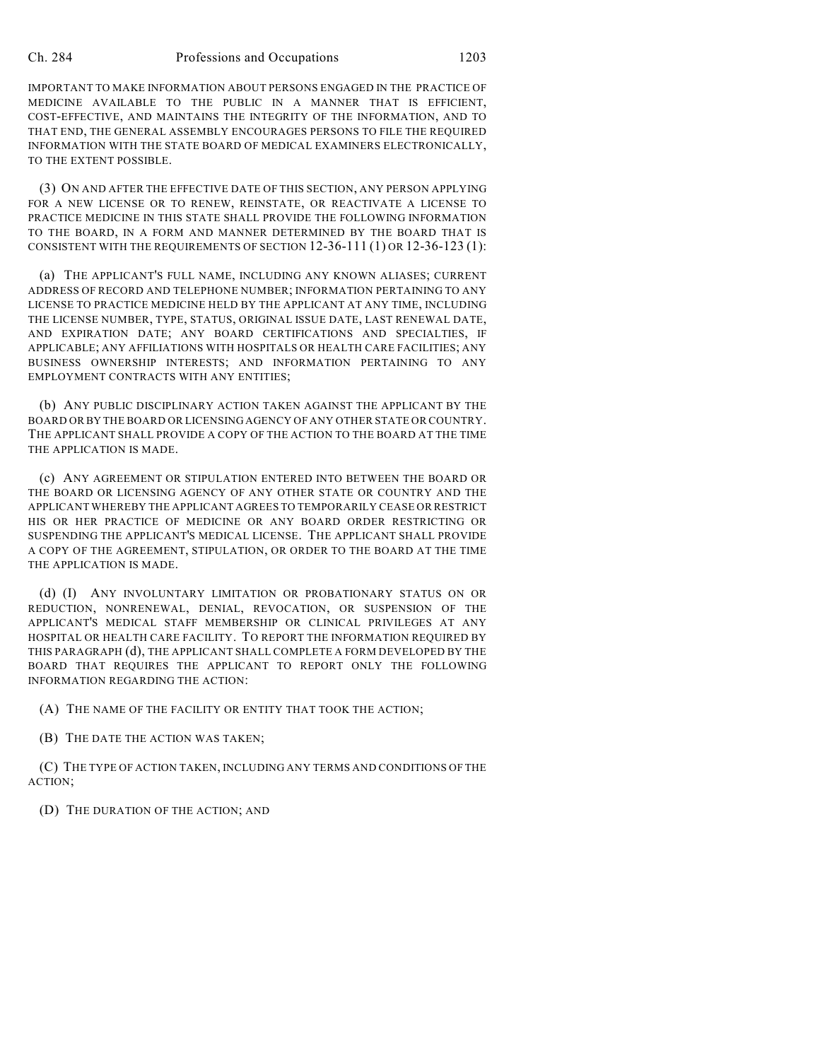IMPORTANT TO MAKE INFORMATION ABOUT PERSONS ENGAGED IN THE PRACTICE OF MEDICINE AVAILABLE TO THE PUBLIC IN A MANNER THAT IS EFFICIENT, COST-EFFECTIVE, AND MAINTAINS THE INTEGRITY OF THE INFORMATION, AND TO THAT END, THE GENERAL ASSEMBLY ENCOURAGES PERSONS TO FILE THE REQUIRED INFORMATION WITH THE STATE BOARD OF MEDICAL EXAMINERS ELECTRONICALLY, TO THE EXTENT POSSIBLE.

(3) ON AND AFTER THE EFFECTIVE DATE OF THIS SECTION, ANY PERSON APPLYING FOR A NEW LICENSE OR TO RENEW, REINSTATE, OR REACTIVATE A LICENSE TO PRACTICE MEDICINE IN THIS STATE SHALL PROVIDE THE FOLLOWING INFORMATION TO THE BOARD, IN A FORM AND MANNER DETERMINED BY THE BOARD THAT IS CONSISTENT WITH THE REQUIREMENTS OF SECTION 12-36-111 (1) OR 12-36-123 (1):

(a) THE APPLICANT'S FULL NAME, INCLUDING ANY KNOWN ALIASES; CURRENT ADDRESS OF RECORD AND TELEPHONE NUMBER; INFORMATION PERTAINING TO ANY LICENSE TO PRACTICE MEDICINE HELD BY THE APPLICANT AT ANY TIME, INCLUDING THE LICENSE NUMBER, TYPE, STATUS, ORIGINAL ISSUE DATE, LAST RENEWAL DATE, AND EXPIRATION DATE; ANY BOARD CERTIFICATIONS AND SPECIALTIES, IF APPLICABLE; ANY AFFILIATIONS WITH HOSPITALS OR HEALTH CARE FACILITIES; ANY BUSINESS OWNERSHIP INTERESTS; AND INFORMATION PERTAINING TO ANY EMPLOYMENT CONTRACTS WITH ANY ENTITIES;

(b) ANY PUBLIC DISCIPLINARY ACTION TAKEN AGAINST THE APPLICANT BY THE BOARD OR BY THE BOARD OR LICENSING AGENCY OF ANY OTHER STATE OR COUNTRY. THE APPLICANT SHALL PROVIDE A COPY OF THE ACTION TO THE BOARD AT THE TIME THE APPLICATION IS MADE.

(c) ANY AGREEMENT OR STIPULATION ENTERED INTO BETWEEN THE BOARD OR THE BOARD OR LICENSING AGENCY OF ANY OTHER STATE OR COUNTRY AND THE APPLICANT WHEREBY THE APPLICANT AGREES TO TEMPORARILY CEASE OR RESTRICT HIS OR HER PRACTICE OF MEDICINE OR ANY BOARD ORDER RESTRICTING OR SUSPENDING THE APPLICANT'S MEDICAL LICENSE. THE APPLICANT SHALL PROVIDE A COPY OF THE AGREEMENT, STIPULATION, OR ORDER TO THE BOARD AT THE TIME THE APPLICATION IS MADE.

(d) (I) ANY INVOLUNTARY LIMITATION OR PROBATIONARY STATUS ON OR REDUCTION, NONRENEWAL, DENIAL, REVOCATION, OR SUSPENSION OF THE APPLICANT'S MEDICAL STAFF MEMBERSHIP OR CLINICAL PRIVILEGES AT ANY HOSPITAL OR HEALTH CARE FACILITY. TO REPORT THE INFORMATION REQUIRED BY THIS PARAGRAPH (d), THE APPLICANT SHALL COMPLETE A FORM DEVELOPED BY THE BOARD THAT REQUIRES THE APPLICANT TO REPORT ONLY THE FOLLOWING INFORMATION REGARDING THE ACTION:

(A) THE NAME OF THE FACILITY OR ENTITY THAT TOOK THE ACTION;

(B) THE DATE THE ACTION WAS TAKEN;

(C) THE TYPE OF ACTION TAKEN, INCLUDING ANY TERMS AND CONDITIONS OF THE ACTION;

(D) THE DURATION OF THE ACTION; AND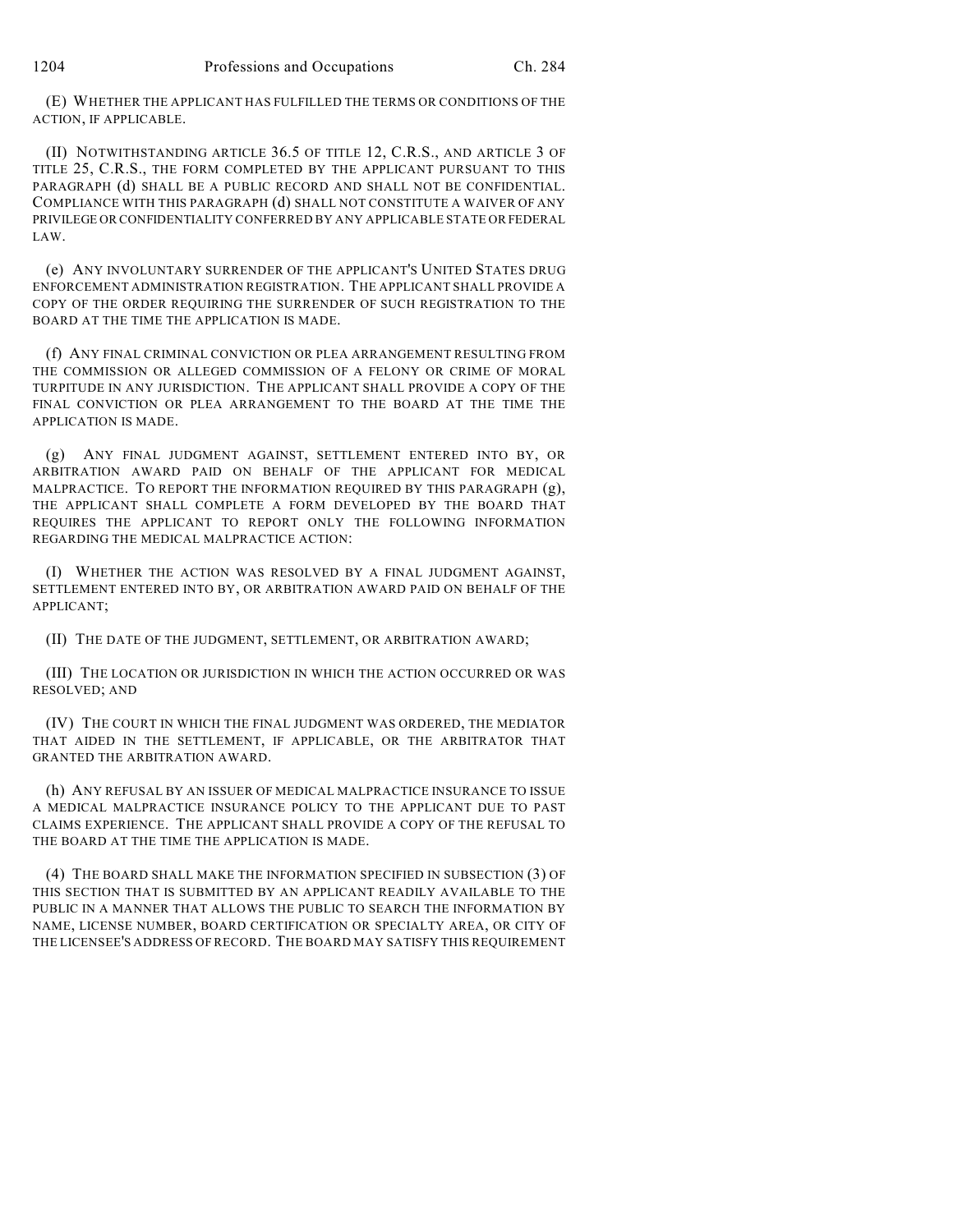(E) WHETHER THE APPLICANT HAS FULFILLED THE TERMS OR CONDITIONS OF THE ACTION, IF APPLICABLE.

(II) NOTWITHSTANDING ARTICLE 36.5 OF TITLE 12, C.R.S., AND ARTICLE 3 OF TITLE 25, C.R.S., THE FORM COMPLETED BY THE APPLICANT PURSUANT TO THIS PARAGRAPH (d) SHALL BE A PUBLIC RECORD AND SHALL NOT BE CONFIDENTIAL. COMPLIANCE WITH THIS PARAGRAPH (d) SHALL NOT CONSTITUTE A WAIVER OF ANY PRIVILEGE OR CONFIDENTIALITY CONFERRED BY ANY APPLICABLE STATE OR FEDERAL LAW.

(e) ANY INVOLUNTARY SURRENDER OF THE APPLICANT'S UNITED STATES DRUG ENFORCEMENT ADMINISTRATION REGISTRATION. THE APPLICANT SHALL PROVIDE A COPY OF THE ORDER REQUIRING THE SURRENDER OF SUCH REGISTRATION TO THE BOARD AT THE TIME THE APPLICATION IS MADE.

(f) ANY FINAL CRIMINAL CONVICTION OR PLEA ARRANGEMENT RESULTING FROM THE COMMISSION OR ALLEGED COMMISSION OF A FELONY OR CRIME OF MORAL TURPITUDE IN ANY JURISDICTION. THE APPLICANT SHALL PROVIDE A COPY OF THE FINAL CONVICTION OR PLEA ARRANGEMENT TO THE BOARD AT THE TIME THE APPLICATION IS MADE.

(g) ANY FINAL JUDGMENT AGAINST, SETTLEMENT ENTERED INTO BY, OR ARBITRATION AWARD PAID ON BEHALF OF THE APPLICANT FOR MEDICAL MALPRACTICE. TO REPORT THE INFORMATION REQUIRED BY THIS PARAGRAPH (g), THE APPLICANT SHALL COMPLETE A FORM DEVELOPED BY THE BOARD THAT REQUIRES THE APPLICANT TO REPORT ONLY THE FOLLOWING INFORMATION REGARDING THE MEDICAL MALPRACTICE ACTION:

(I) WHETHER THE ACTION WAS RESOLVED BY A FINAL JUDGMENT AGAINST, SETTLEMENT ENTERED INTO BY, OR ARBITRATION AWARD PAID ON BEHALF OF THE APPLICANT;

(II) THE DATE OF THE JUDGMENT, SETTLEMENT, OR ARBITRATION AWARD;

(III) THE LOCATION OR JURISDICTION IN WHICH THE ACTION OCCURRED OR WAS RESOLVED; AND

(IV) THE COURT IN WHICH THE FINAL JUDGMENT WAS ORDERED, THE MEDIATOR THAT AIDED IN THE SETTLEMENT, IF APPLICABLE, OR THE ARBITRATOR THAT GRANTED THE ARBITRATION AWARD.

(h) ANY REFUSAL BY AN ISSUER OF MEDICAL MALPRACTICE INSURANCE TO ISSUE A MEDICAL MALPRACTICE INSURANCE POLICY TO THE APPLICANT DUE TO PAST CLAIMS EXPERIENCE. THE APPLICANT SHALL PROVIDE A COPY OF THE REFUSAL TO THE BOARD AT THE TIME THE APPLICATION IS MADE.

(4) THE BOARD SHALL MAKE THE INFORMATION SPECIFIED IN SUBSECTION (3) OF THIS SECTION THAT IS SUBMITTED BY AN APPLICANT READILY AVAILABLE TO THE PUBLIC IN A MANNER THAT ALLOWS THE PUBLIC TO SEARCH THE INFORMATION BY NAME, LICENSE NUMBER, BOARD CERTIFICATION OR SPECIALTY AREA, OR CITY OF THE LICENSEE'S ADDRESS OF RECORD. THE BOARD MAY SATISFY THIS REQUIREMENT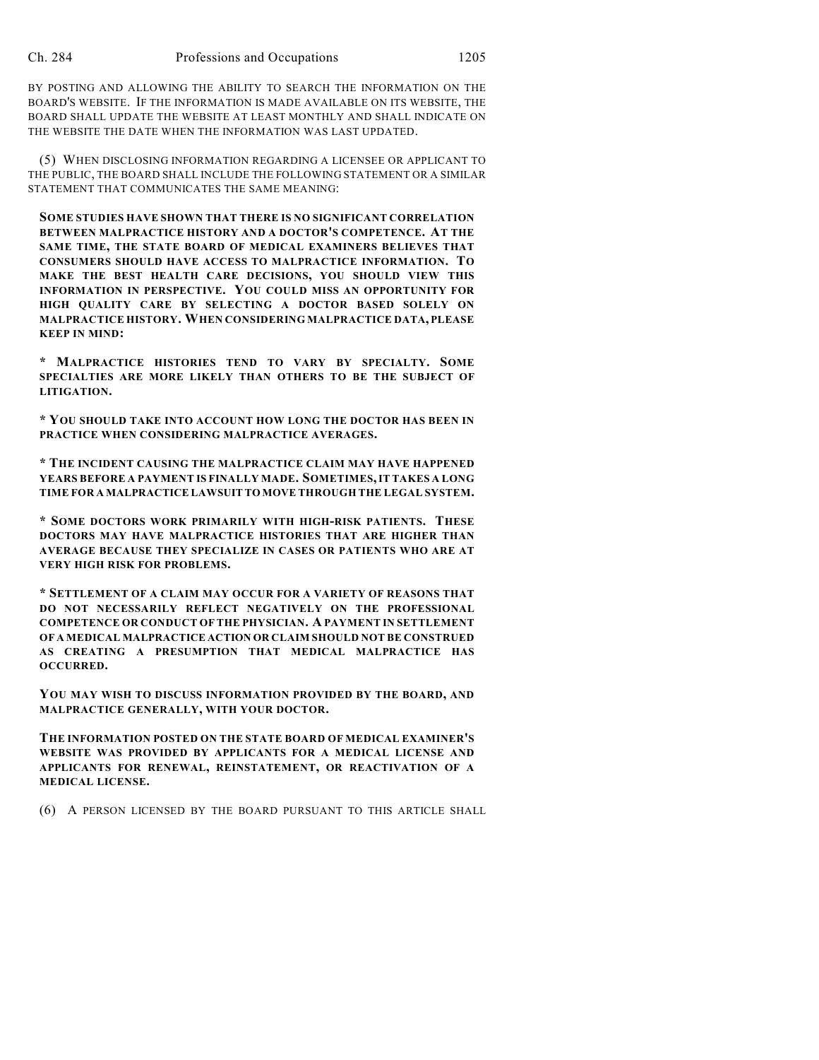BY POSTING AND ALLOWING THE ABILITY TO SEARCH THE INFORMATION ON THE BOARD'S WEBSITE. IF THE INFORMATION IS MADE AVAILABLE ON ITS WEBSITE, THE BOARD SHALL UPDATE THE WEBSITE AT LEAST MONTHLY AND SHALL INDICATE ON THE WEBSITE THE DATE WHEN THE INFORMATION WAS LAST UPDATED.

(5) WHEN DISCLOSING INFORMATION REGARDING A LICENSEE OR APPLICANT TO THE PUBLIC, THE BOARD SHALL INCLUDE THE FOLLOWING STATEMENT OR A SIMILAR STATEMENT THAT COMMUNICATES THE SAME MEANING:

**SOME STUDIES HAVE SHOWN THAT THERE IS NO SIGNIFICANT CORRELATION BETWEEN MALPRACTICE HISTORY AND A DOCTOR'S COMPETENCE. AT THE SAME TIME, THE STATE BOARD OF MEDICAL EXAMINERS BELIEVES THAT CONSUMERS SHOULD HAVE ACCESS TO MALPRACTICE INFORMATION. TO MAKE THE BEST HEALTH CARE DECISIONS, YOU SHOULD VIEW THIS INFORMATION IN PERSPECTIVE. YOU COULD MISS AN OPPORTUNITY FOR HIGH QUALITY CARE BY SELECTING A DOCTOR BASED SOLELY ON MALPRACTICE HISTORY. WHEN CONSIDERING MALPRACTICE DATA, PLEASE KEEP IN MIND:**

**\* MALPRACTICE HISTORIES TEND TO VARY BY SPECIALTY. SOME SPECIALTIES ARE MORE LIKELY THAN OTHERS TO BE THE SUBJECT OF LITIGATION.**

**\* YOU SHOULD TAKE INTO ACCOUNT HOW LONG THE DOCTOR HAS BEEN IN PRACTICE WHEN CONSIDERING MALPRACTICE AVERAGES.**

**\* THE INCIDENT CAUSING THE MALPRACTICE CLAIM MAY HAVE HAPPENED YEARS BEFORE A PAYMENT IS FINALLY MADE. SOMETIMES, IT TAKES A LONG TIME FOR A MALPRACTICE LAWSUIT TO MOVE THROUGH THE LEGAL SYSTEM.**

**\* SOME DOCTORS WORK PRIMARILY WITH HIGH-RISK PATIENTS. THESE DOCTORS MAY HAVE MALPRACTICE HISTORIES THAT ARE HIGHER THAN AVERAGE BECAUSE THEY SPECIALIZE IN CASES OR PATIENTS WHO ARE AT VERY HIGH RISK FOR PROBLEMS.**

**\* SETTLEMENT OF A CLAIM MAY OCCUR FOR A VARIETY OF REASONS THAT DO NOT NECESSARILY REFLECT NEGATIVELY ON THE PROFESSIONAL COMPETENCE OR CONDUCT OF THE PHYSICIAN. A PAYMENT IN SETTLEMENT OF A MEDICAL MALPRACTICE ACTION OR CLAIM SHOULD NOT BE CONSTRUED AS CREATING A PRESUMPTION THAT MEDICAL MALPRACTICE HAS OCCURRED.**

**YOU MAY WISH TO DISCUSS INFORMATION PROVIDED BY THE BOARD, AND MALPRACTICE GENERALLY, WITH YOUR DOCTOR.**

**THE INFORMATION POSTED ON THE STATE BOARD OF MEDICAL EXAMINER'S WEBSITE WAS PROVIDED BY APPLICANTS FOR A MEDICAL LICENSE AND APPLICANTS FOR RENEWAL, REINSTATEMENT, OR REACTIVATION OF A MEDICAL LICENSE.**

(6) A PERSON LICENSED BY THE BOARD PURSUANT TO THIS ARTICLE SHALL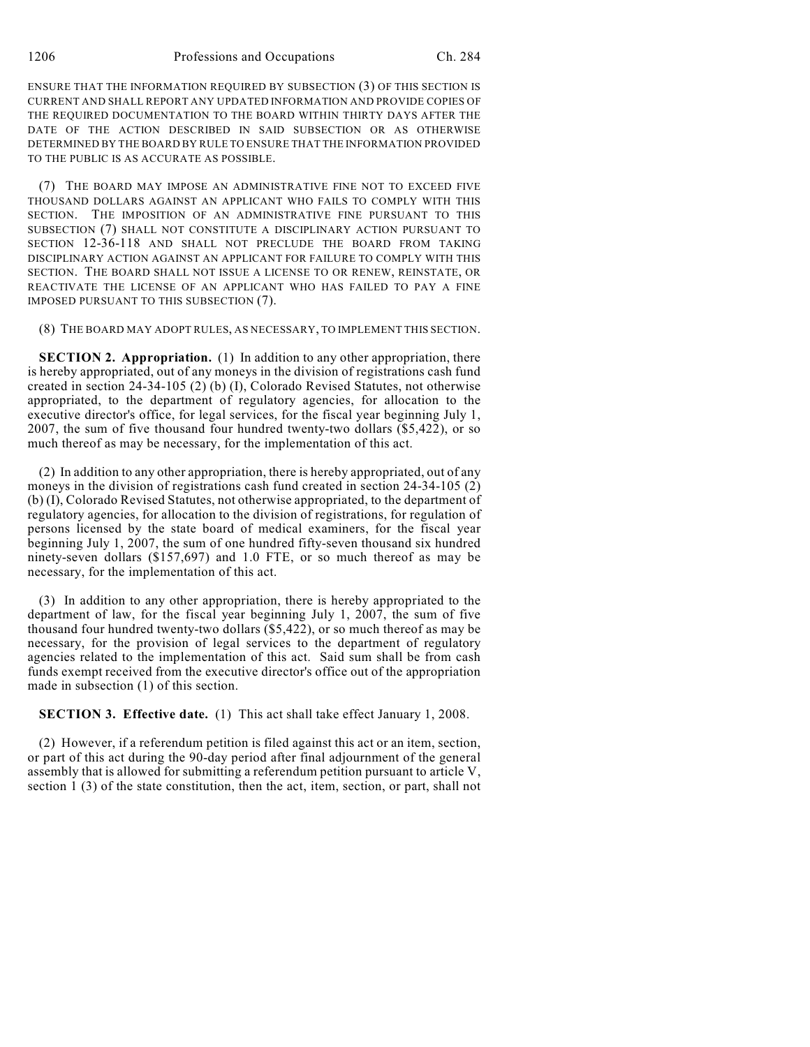ENSURE THAT THE INFORMATION REQUIRED BY SUBSECTION (3) OF THIS SECTION IS CURRENT AND SHALL REPORT ANY UPDATED INFORMATION AND PROVIDE COPIES OF THE REQUIRED DOCUMENTATION TO THE BOARD WITHIN THIRTY DAYS AFTER THE DATE OF THE ACTION DESCRIBED IN SAID SUBSECTION OR AS OTHERWISE DETERMINED BY THE BOARD BY RULE TO ENSURE THAT THE INFORMATION PROVIDED TO THE PUBLIC IS AS ACCURATE AS POSSIBLE.

(7) THE BOARD MAY IMPOSE AN ADMINISTRATIVE FINE NOT TO EXCEED FIVE THOUSAND DOLLARS AGAINST AN APPLICANT WHO FAILS TO COMPLY WITH THIS SECTION. THE IMPOSITION OF AN ADMINISTRATIVE FINE PURSUANT TO THIS SUBSECTION (7) SHALL NOT CONSTITUTE A DISCIPLINARY ACTION PURSUANT TO SECTION 12-36-118 AND SHALL NOT PRECLUDE THE BOARD FROM TAKING DISCIPLINARY ACTION AGAINST AN APPLICANT FOR FAILURE TO COMPLY WITH THIS SECTION. THE BOARD SHALL NOT ISSUE A LICENSE TO OR RENEW, REINSTATE, OR REACTIVATE THE LICENSE OF AN APPLICANT WHO HAS FAILED TO PAY A FINE IMPOSED PURSUANT TO THIS SUBSECTION (7).

(8) THE BOARD MAY ADOPT RULES, AS NECESSARY, TO IMPLEMENT THIS SECTION.

**SECTION 2. Appropriation.** (1) In addition to any other appropriation, there is hereby appropriated, out of any moneys in the division of registrations cash fund created in section 24-34-105 (2) (b) (I), Colorado Revised Statutes, not otherwise appropriated, to the department of regulatory agencies, for allocation to the executive director's office, for legal services, for the fiscal year beginning July 1, 2007, the sum of five thousand four hundred twenty-two dollars ($5,422), or so much thereof as may be necessary, for the implementation of this act.

(2) In addition to any other appropriation, there is hereby appropriated, out of any moneys in the division of registrations cash fund created in section 24-34-105 (2) (b) (I), Colorado Revised Statutes, not otherwise appropriated, to the department of regulatory agencies, for allocation to the division of registrations, for regulation of persons licensed by the state board of medical examiners, for the fiscal year beginning July 1, 2007, the sum of one hundred fifty-seven thousand six hundred ninety-seven dollars ($157,697) and 1.0 FTE, or so much thereof as may be necessary, for the implementation of this act.

(3) In addition to any other appropriation, there is hereby appropriated to the department of law, for the fiscal year beginning July 1, 2007, the sum of five thousand four hundred twenty-two dollars ($5,422), or so much thereof as may be necessary, for the provision of legal services to the department of regulatory agencies related to the implementation of this act. Said sum shall be from cash funds exempt received from the executive director's office out of the appropriation made in subsection (1) of this section.

**SECTION 3. Effective date.** (1) This act shall take effect January 1, 2008.

(2) However, if a referendum petition is filed against this act or an item, section, or part of this act during the 90-day period after final adjournment of the general assembly that is allowed for submitting a referendum petition pursuant to article V, section 1 (3) of the state constitution, then the act, item, section, or part, shall not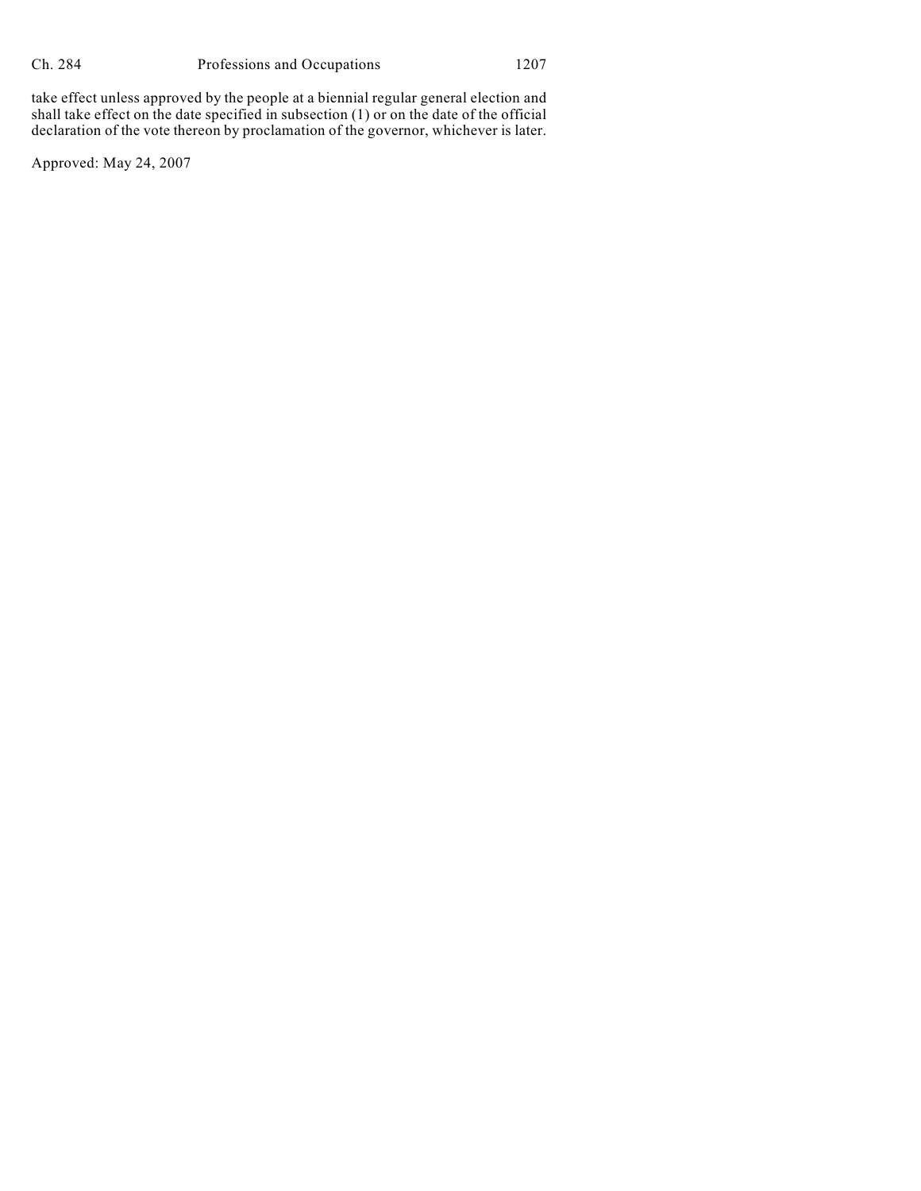take effect unless approved by the people at a biennial regular general election and shall take effect on the date specified in subsection (1) or on the date of the official declaration of the vote thereon by proclamation of the governor, whichever is later.

Approved: May 24, 2007